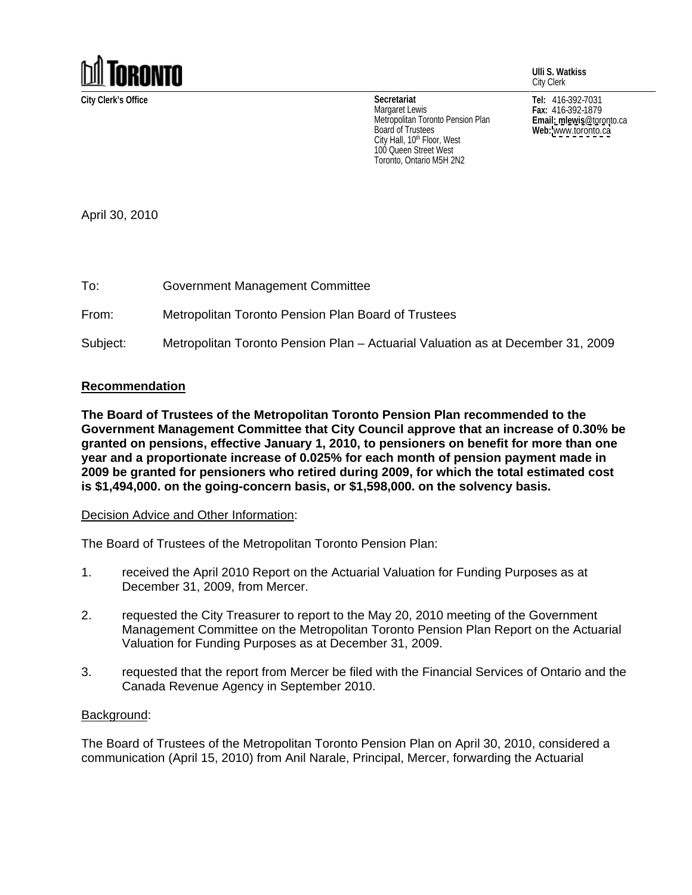**TORONTO**

**Ulli S. Watkiss**
City Clerk

**City Clerk's Office**

**Secretariat**
Margaret Lewis
Metropolitan Toronto Pension Plan
Board of Trustees
City Hall, 10th Floor, West
100 Queen Street West
Toronto, Ontario M5H 2N2

**Tel:** 416-392-7031
**Fax:** 416-392-1879
**Email: mlewis**@toronto.ca
**Web:** www.toronto.ca

April 30, 2010

To: Government Management Committee

From: Metropolitan Toronto Pension Plan Board of Trustees

Subject: Metropolitan Toronto Pension Plan – Actuarial Valuation as at December 31, 2009

## Recommendation

**The Board of Trustees of the Metropolitan Toronto Pension Plan recommended to the Government Management Committee that City Council approve that an increase of 0.30% be granted on pensions, effective January 1, 2010, to pensioners on benefit for more than one year and a proportionate increase of 0.025% for each month of pension payment made in 2009 be granted for pensioners who retired during 2009, for which the total estimated cost is $1,494,000. on the going-concern basis, or $1,598,000. on the solvency basis.**

Decision Advice and Other Information:

The Board of Trustees of the Metropolitan Toronto Pension Plan:

1. received the April 2010 Report on the Actuarial Valuation for Funding Purposes as at December 31, 2009, from Mercer.

2. requested the City Treasurer to report to the May 20, 2010 meeting of the Government Management Committee on the Metropolitan Toronto Pension Plan Report on the Actuarial Valuation for Funding Purposes as at December 31, 2009.

3. requested that the report from Mercer be filed with the Financial Services of Ontario and the Canada Revenue Agency in September 2010.

Background:

The Board of Trustees of the Metropolitan Toronto Pension Plan on April 30, 2010, considered a communication (April 15, 2010) from Anil Narale, Principal, Mercer, forwarding the Actuarial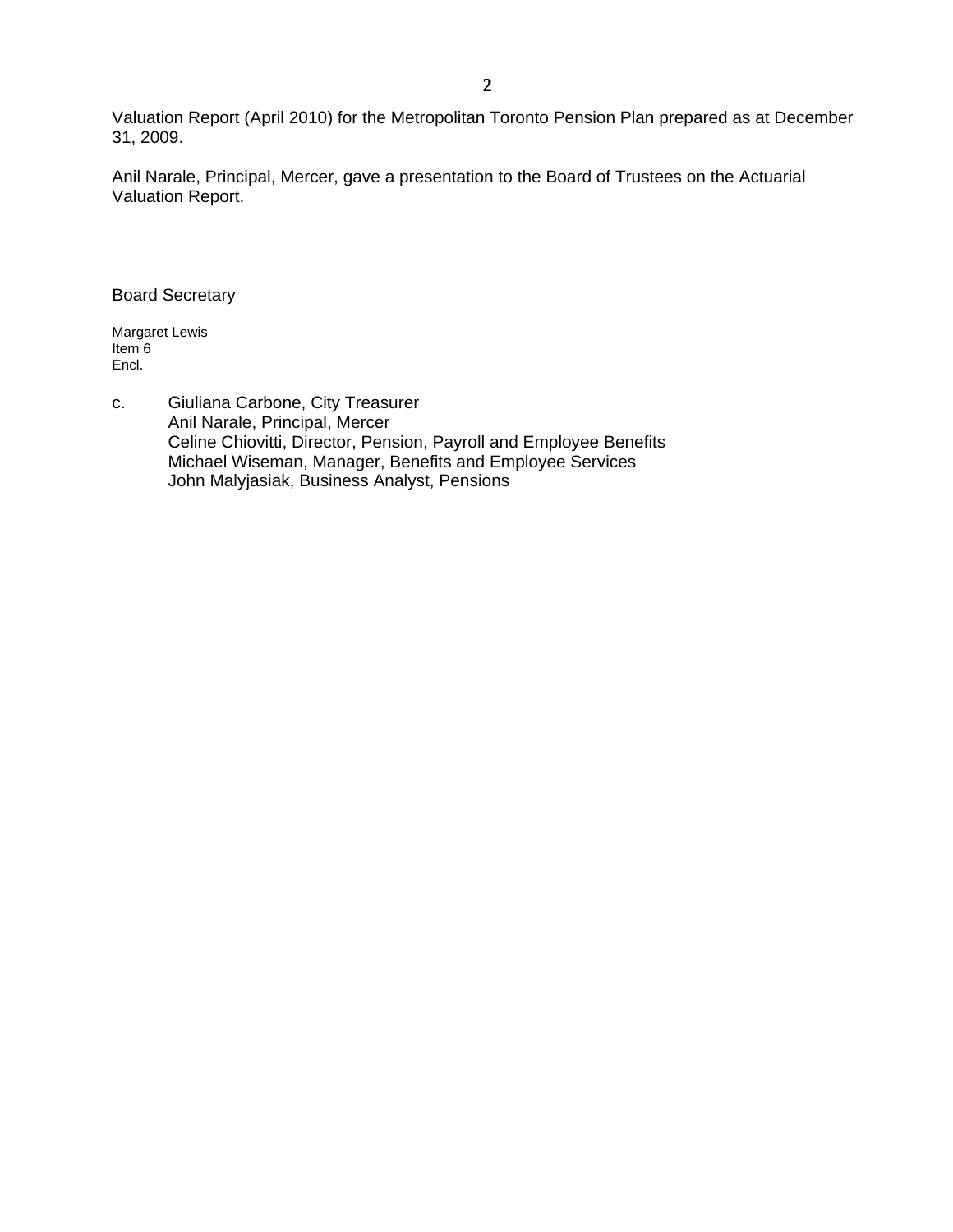Valuation Report (April 2010) for the Metropolitan Toronto Pension Plan prepared as at December 31, 2009.

Anil Narale, Principal, Mercer, gave a presentation to the Board of Trustees on the Actuarial Valuation Report.

Board Secretary

Margaret Lewis
Item 6
Encl.

c.
Giuliana Carbone, City Treasurer
Anil Narale, Principal, Mercer
Celine Chiovitti, Director, Pension, Payroll and Employee Benefits
Michael Wiseman, Manager, Benefits and Employee Services
John Malyjasiak, Business Analyst, Pensions